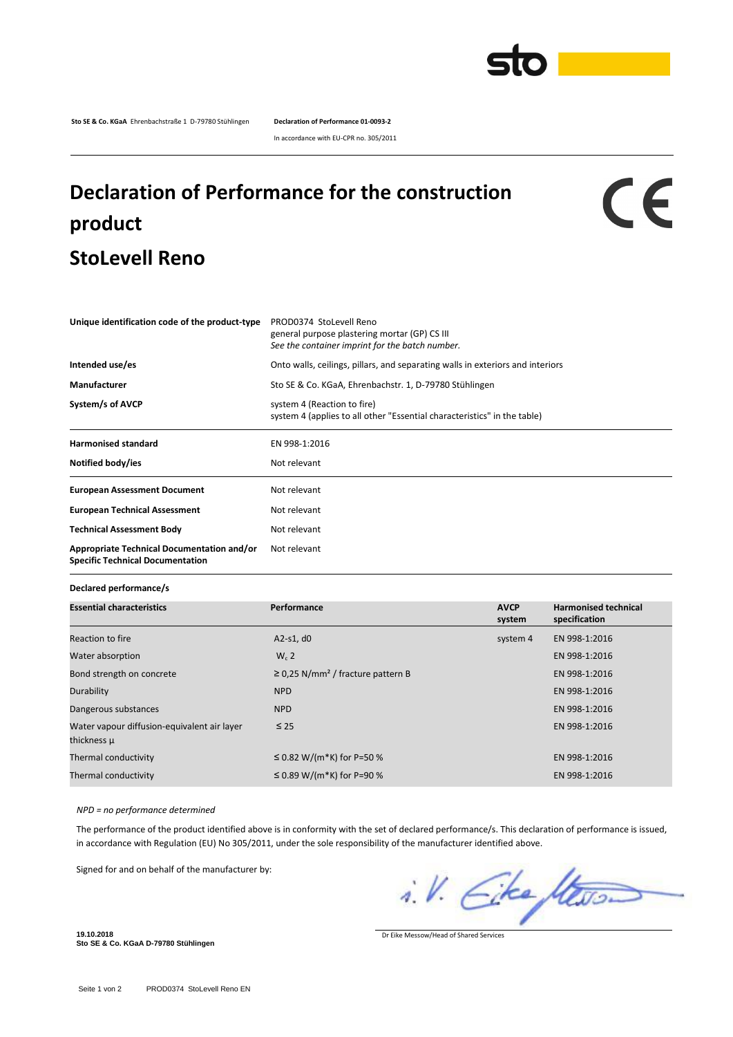**Sto SE & Co. KGaA** Ehrenbachstraße 1 D-79780 Stühlingen

**Declaration of Performance 01-0093-2**

In accordance with EU-CPR no. 305/2011

# Declaration of Performance for the construction product

# StoLevell Reno

| | |
|---|---|
| **Unique identification code of the product-type** | PROD0374 StoLevell Reno<br>general purpose plastering mortar (GP) CS III<br>*See the container imprint for the batch number.* |
| **Intended use/es** | Onto walls, ceilings, pillars, and separating walls in exteriors and interiors |
| **Manufacturer** | Sto SE & Co. KGaA, Ehrenbachstr. 1, D-79780 Stühlingen |
| **System/s of AVCP** | system 4 (Reaction to fire)<br>system 4 (applies to all other "Essential characteristics" in the table) |
| **Harmonised standard** | EN 998-1:2016 |
| **Notified body/ies** | Not relevant |
| **European Assessment Document** | Not relevant |
| **European Technical Assessment** | Not relevant |
| **Technical Assessment Body** | Not relevant |
| **Appropriate Technical Documentation and/or Specific Technical Documentation** | Not relevant |

**Declared performance/s**

| **Essential characteristics** | **Performance** | **AVCP system** | **Harmonised technical specification** |
|---|---|---|---|
| Reaction to fire | A2-s1, d0 | system 4 | EN 998-1:2016 |
| Water absorption | $W_c$ 2 | | EN 998-1:2016 |
| Bond strength on concrete | ≥ 0,25 N/mm² / fracture pattern B | | EN 998-1:2016 |
| Durability | NPD | | EN 998-1:2016 |
| Dangerous substances | NPD | | EN 998-1:2016 |
| Water vapour diffusion-equivalent air layer thickness µ | ≤ 25 | | EN 998-1:2016 |
| Thermal conductivity | ≤ 0.82 W/(m*K) for P=50 % | | EN 998-1:2016 |
| Thermal conductivity | ≤ 0.89 W/(m*K) for P=90 % | | EN 998-1:2016 |

*NPD = no performance determined*

The performance of the product identified above is in conformity with the set of declared performance/s. This declaration of performance is issued, in accordance with Regulation (EU) No 305/2011, under the sole responsibility of the manufacturer identified above.

Signed for and on behalf of the manufacturer by:

i. V. Eike Messow

Dr Eike Messow/Head of Shared Services

**19.10.2018**
**Sto SE & Co. KGaA D-79780 Stühlingen**

PROD0374 StoLevell Reno EN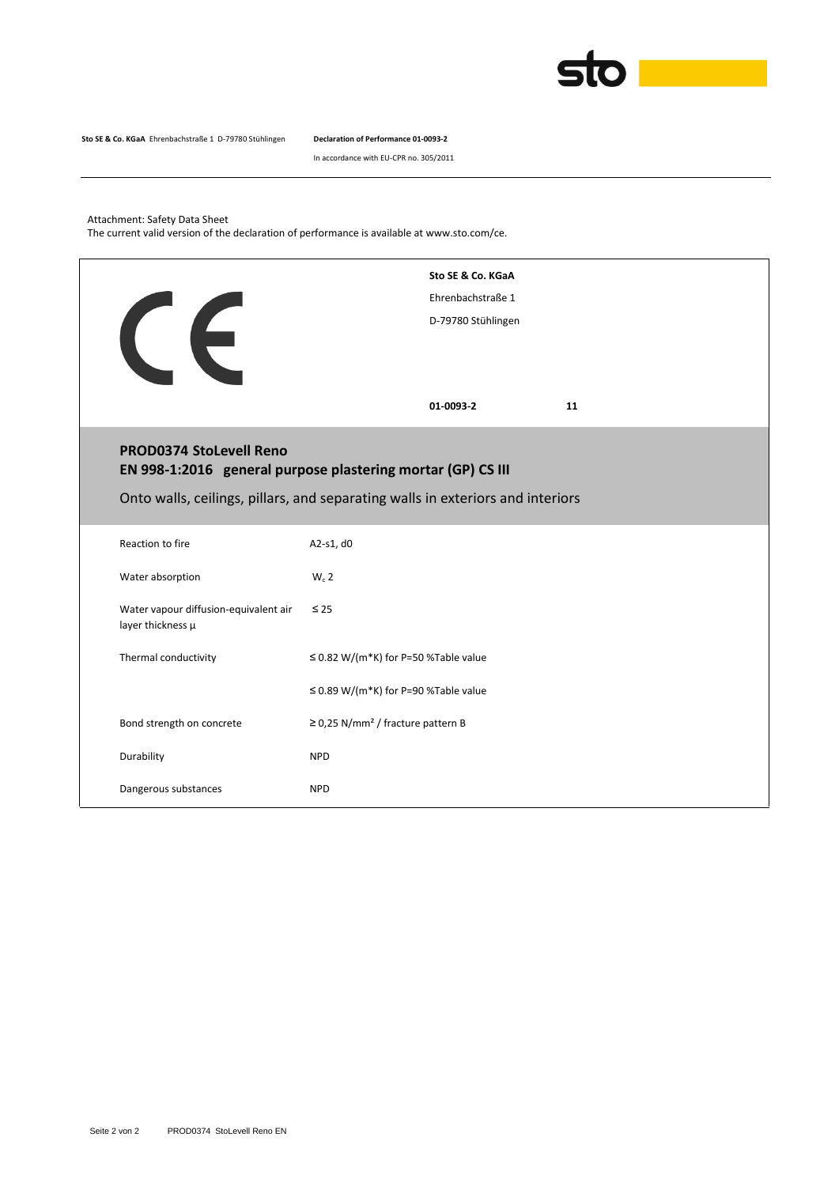**Sto SE & Co. KGaA** Ehrenbachstraße 1 D-79780 Stühlingen **Declaration of Performance 01-0093-2**

In accordance with EU-CPR no. 305/2011

Attachment: Safety Data Sheet
The current valid version of the declaration of performance is available at www.sto.com/ce.

CE

**Sto SE & Co. KGaA**
Ehrenbachstraße 1
D-79780 Stühlingen

**01-0093-2** **11**

## PROD0374 StoLevell Reno
## EN 998-1:2016 general purpose plastering mortar (GP) CS III

Onto walls, ceilings, pillars, and separating walls in exteriors and interiors

| | |
|---|---|
| Reaction to fire | A2-s1, d0 |
| Water absorption | $W_c$ 2 |
| Water vapour diffusion-equivalent air layer thickness µ | ≤ 25 |
| Thermal conductivity | ≤ 0.82 W/(m*K) for P=50 %Table value |
| | ≤ 0.89 W/(m*K) for P=90 %Table value |
| Bond strength on concrete | ≥ 0,25 N/mm² / fracture pattern B |
| Durability | NPD |
| Dangerous substances | NPD |